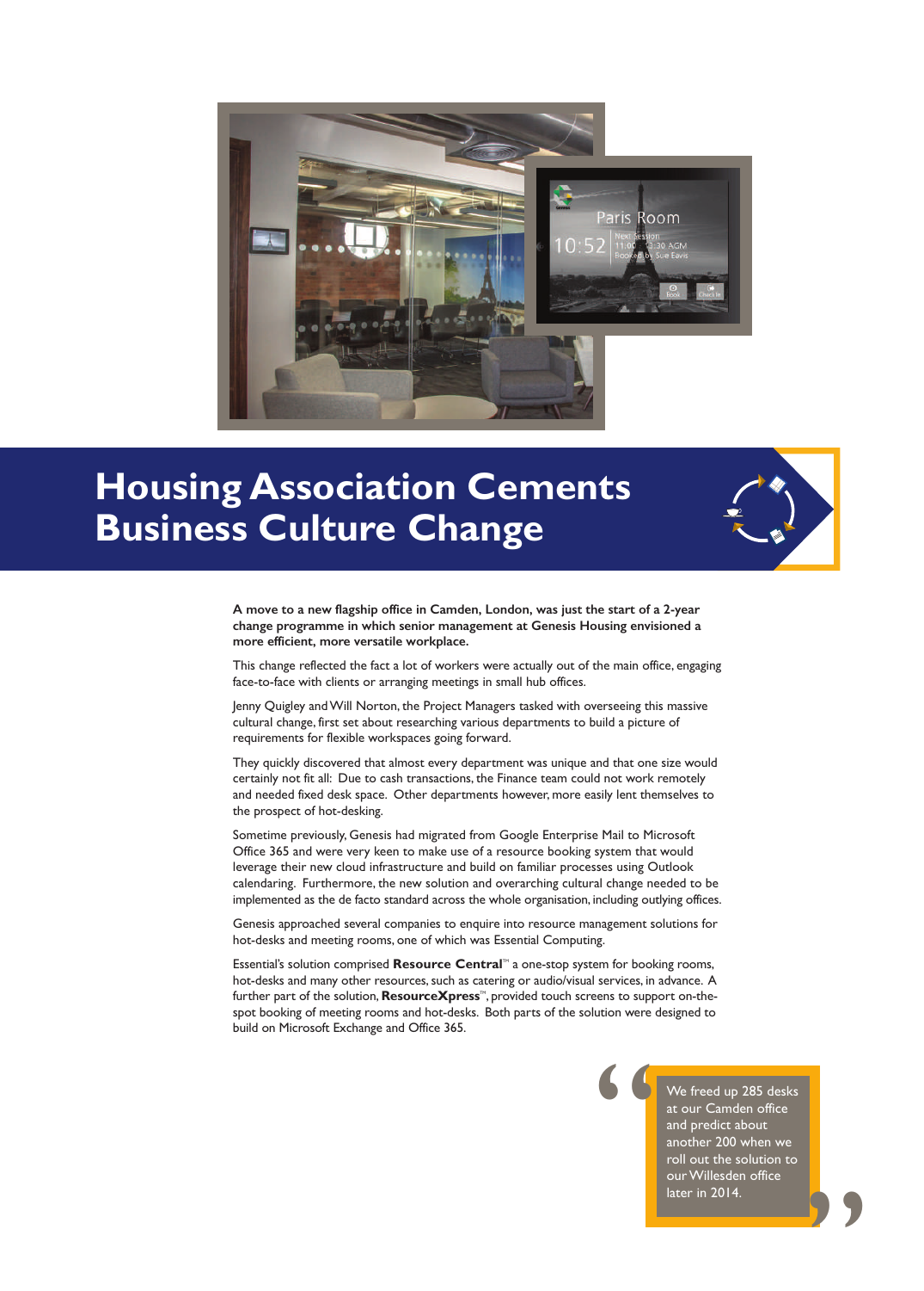# Housing Association Cements Business Culture Change

**A move to a new flagship office in Camden, London, was just the start of a 2-year change programme in which senior management at Genesis Housing envisioned a more efficient, more versatile workplace.**

This change reflected the fact a lot of workers were actually out of the main office, engaging face-to-face with clients or arranging meetings in small hub offices.

Jenny Quigley and Will Norton, the Project Managers tasked with overseeing this massive cultural change, first set about researching various departments to build a picture of requirements for flexible workspaces going forward.

They quickly discovered that almost every department was unique and that one size would certainly not fit all: Due to cash transactions, the Finance team could not work remotely and needed fixed desk space. Other departments however, more easily lent themselves to the prospect of hot-desking.

Sometime previously, Genesis had migrated from Google Enterprise Mail to Microsoft Office 365 and were very keen to make use of a resource booking system that would leverage their new cloud infrastructure and build on familiar processes using Outlook calendaring. Furthermore, the new solution and overarching cultural change needed to be implemented as the de facto standard across the whole organisation, including outlying offices.

Genesis approached several companies to enquire into resource management solutions for hot-desks and meeting rooms, one of which was Essential Computing.

Essential's solution comprised **Resource Central**™ a one-stop system for booking rooms, hot-desks and many other resources, such as catering or audio/visual services, in advance. A further part of the solution, **ResourceXpress**™, provided touch screens to support on-the-spot booking of meeting rooms and hot-desks. Both parts of the solution were designed to build on Microsoft Exchange and Office 365.

> "We freed up 285 desks at our Camden office and predict about another 200 when we roll out the solution to our Willesden office later in 2014."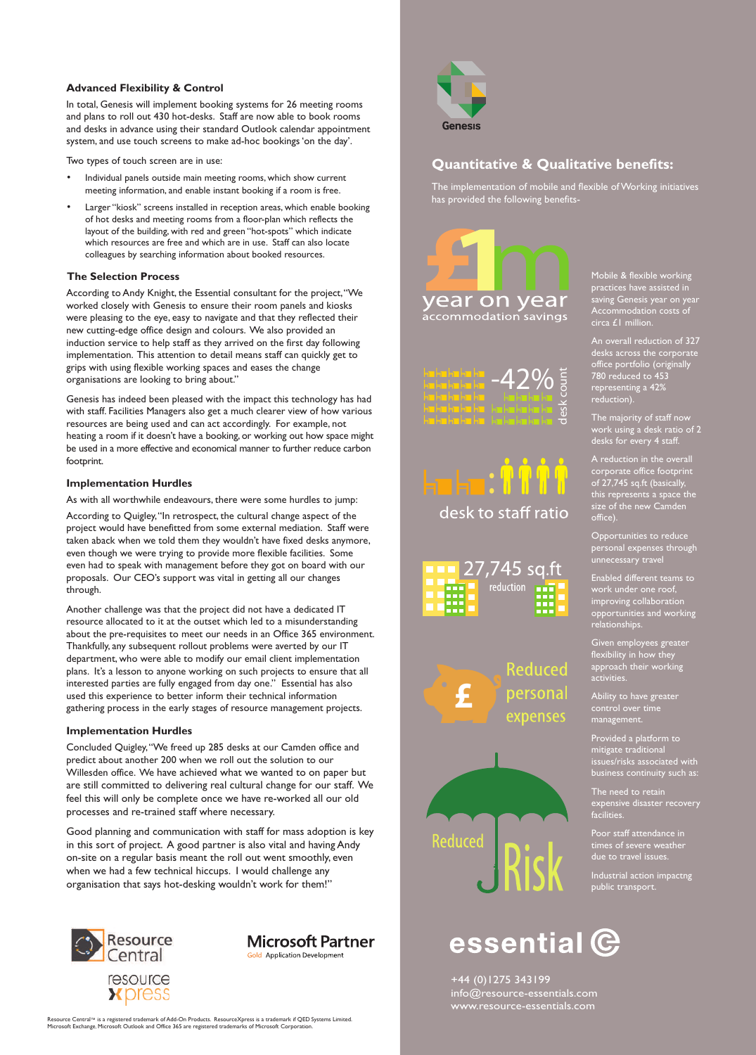### Advanced Flexibility & Control

In total, Genesis will implement booking systems for 26 meeting rooms and plans to roll out 430 hot-desks. Staff are now able to book rooms and desks in advance using their standard Outlook calendar appointment system, and use touch screens to make ad-hoc bookings 'on the day'.

Two types of touch screen are in use:

- Individual panels outside main meeting rooms, which show current meeting information, and enable instant booking if a room is free.
- Larger "kiosk" screens installed in reception areas, which enable booking of hot desks and meeting rooms from a floor-plan which reflects the layout of the building, with red and green "hot-spots" which indicate which resources are free and which are in use. Staff can also locate colleagues by searching information about booked resources.

### The Selection Process

According to Andy Knight, the Essential consultant for the project, "We worked closely with Genesis to ensure their room panels and kiosks were pleasing to the eye, easy to navigate and that they reflected their new cutting-edge office design and colours. We also provided an induction service to help staff as they arrived on the first day following implementation. This attention to detail means staff can quickly get to grips with using flexible working spaces and eases the change organisations are looking to bring about."

Genesis has indeed been pleased with the impact this technology has had with staff. Facilities Managers also get a much clearer view of how various resources are being used and can act accordingly. For example, not heating a room if it doesn't have a booking, or working out how space might be used in a more effective and economical manner to further reduce carbon footprint.

### Implementation Hurdles

As with all worthwhile endeavours, there were some hurdles to jump:

According to Quigley, "In retrospect, the cultural change aspect of the project would have benefitted from some external mediation. Staff were taken aback when we told them they wouldn't have fixed desks anymore, even though we were trying to provide more flexible facilities. Some even had to speak with management before they got on board with our proposals. Our CEO's support was vital in getting all our changes through.

Another challenge was that the project did not have a dedicated IT resource allocated to it at the outset which led to a misunderstanding about the pre-requisites to meet our needs in an Office 365 environment. Thankfully, any subsequent rollout problems were averted by our IT department, who were able to modify our email client implementation plans. It's a lesson to anyone working on such projects to ensure that all interested parties are fully engaged from day one." Essential has also used this experience to better inform their technical information gathering process in the early stages of resource management projects.

### Implementation Hurdles

Concluded Quigley, "We freed up 285 desks at our Camden office and predict about another 200 when we roll out the solution to our Willesden office. We have achieved what we wanted to on paper but are still committed to delivering real cultural change for our staff. We feel this will only be complete once we have re-worked all our old processes and re-trained staff where necessary.

Good planning and communication with staff for mass adoption is key in this sort of project. A good partner is also vital and having Andy on-site on a regular basis meant the roll out went smoothly, even when we had a few technical hiccups. I would challenge any organisation that says hot-desking wouldn't work for them!"

Resource Central

resource xpress

Microsoft Partner
Gold Application Development

Resource Central™ is a registered trademark of Add-On Products. ResourceXpress is a trademark if QED Systems Limited. Microsoft Exchange, Microsoft Outlook and Office 365 are registered trademarks of Microsoft Corporation.

Genesis

## Quantitative & Qualitative benefits:

The implementation of mobile and flexible of Working initiatives has provided the following benefits-

£1m year on year accommodation savings

Mobile & flexible working practices have assisted in saving Genesis year on year Accommodation costs of circa £1 million.

-42% desk count

An overall reduction of 327 desks across the corporate office portfolio (originally 780 reduced to 453 representing a 42% reduction).

desk to staff ratio

The majority of staff now work using a desk ratio of 2 desks for every 4 staff.

27,745 sq.ft reduction

A reduction in the overall corporate office footprint of 27,745 sq.ft (basically, this represents a space the size of the new Camden office).

Reduced personal expenses

Opportunities to reduce personal expenses through unnecessary travel

Enabled different teams to work under one roof, improving collaboration opportunities and working relationships.

Given employees greater flexibility in how they approach their working activities.

Ability to have greater control over time management.

Reduced Risk

Provided a platform to mitigate traditional issues/risks associated with business continuity such as:

The need to retain expensive disaster recovery facilities.

Poor staff attendance in times of severe weather due to travel issues.

Industrial action impactng public transport.

essential

+44 (0)1275 343199
info@resource-essentials.com
www.resource-essentials.com